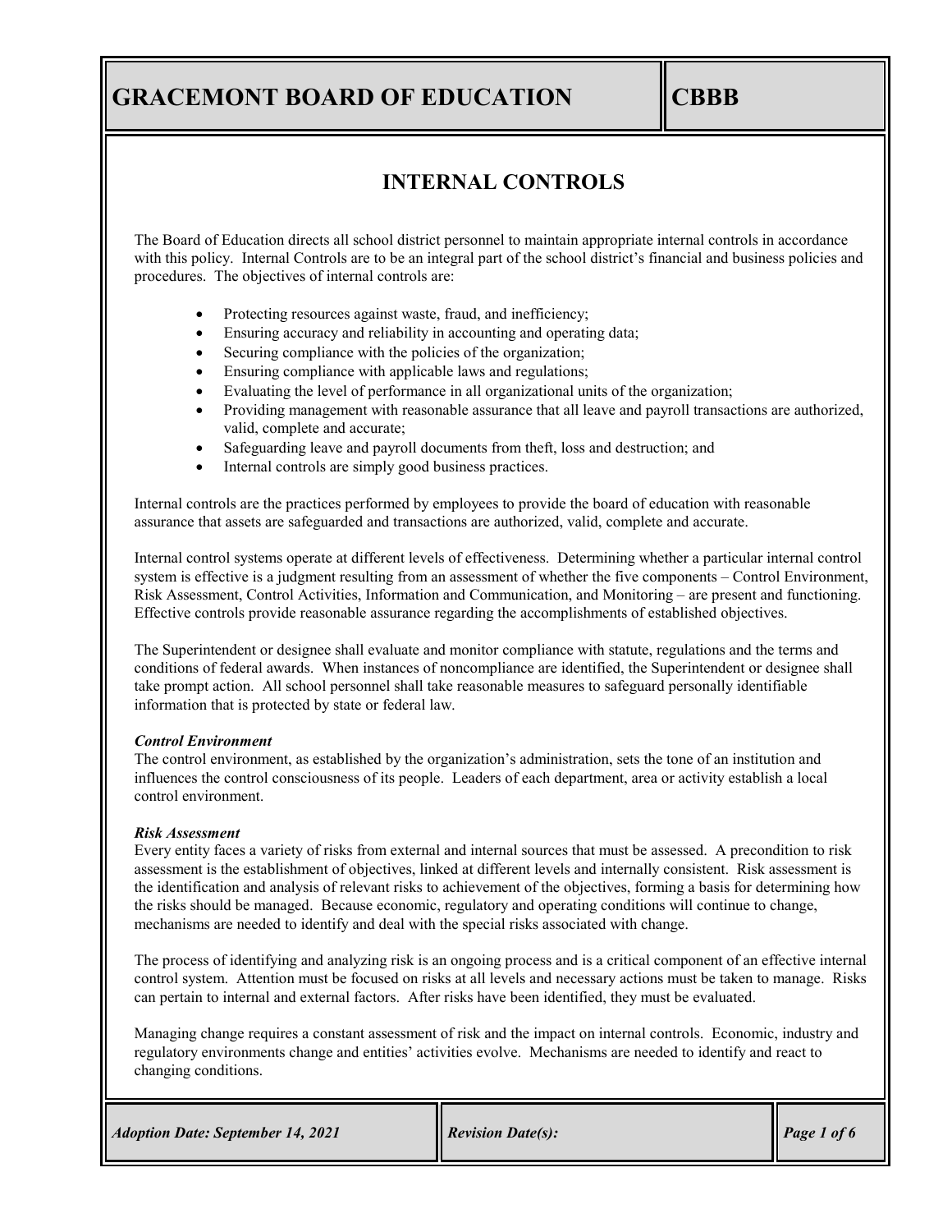# GRACEMONT BOARD OF EDUCATION

# CBBB

## INTERNAL CONTROLS

The Board of Education directs all school district personnel to maintain appropriate internal controls in accordance with this policy. Internal Controls are to be an integral part of the school district's financial and business policies and procedures. The objectives of internal controls are:

- Protecting resources against waste, fraud, and inefficiency;
- Ensuring accuracy and reliability in accounting and operating data;
- Securing compliance with the policies of the organization;
- Ensuring compliance with applicable laws and regulations;
- Evaluating the level of performance in all organizational units of the organization;
- Providing management with reasonable assurance that all leave and payroll transactions are authorized, valid, complete and accurate;
- Safeguarding leave and payroll documents from theft, loss and destruction; and
- Internal controls are simply good business practices.

Internal controls are the practices performed by employees to provide the board of education with reasonable assurance that assets are safeguarded and transactions are authorized, valid, complete and accurate.

Internal control systems operate at different levels of effectiveness. Determining whether a particular internal control system is effective is a judgment resulting from an assessment of whether the five components – Control Environment, Risk Assessment, Control Activities, Information and Communication, and Monitoring – are present and functioning. Effective controls provide reasonable assurance regarding the accomplishments of established objectives.

The Superintendent or designee shall evaluate and monitor compliance with statute, regulations and the terms and conditions of federal awards. When instances of noncompliance are identified, the Superintendent or designee shall take prompt action. All school personnel shall take reasonable measures to safeguard personally identifiable information that is protected by state or federal law.

***Control Environment***
The control environment, as established by the organization's administration, sets the tone of an institution and influences the control consciousness of its people. Leaders of each department, area or activity establish a local control environment.

***Risk Assessment***
Every entity faces a variety of risks from external and internal sources that must be assessed. A precondition to risk assessment is the establishment of objectives, linked at different levels and internally consistent. Risk assessment is the identification and analysis of relevant risks to achievement of the objectives, forming a basis for determining how the risks should be managed. Because economic, regulatory and operating conditions will continue to change, mechanisms are needed to identify and deal with the special risks associated with change.

The process of identifying and analyzing risk is an ongoing process and is a critical component of an effective internal control system. Attention must be focused on risks at all levels and necessary actions must be taken to manage. Risks can pertain to internal and external factors. After risks have been identified, they must be evaluated.

Managing change requires a constant assessment of risk and the impact on internal controls. Economic, industry and regulatory environments change and entities' activities evolve. Mechanisms are needed to identify and react to changing conditions.

*Adoption Date: September 14, 2021* | *Revision Date(s):*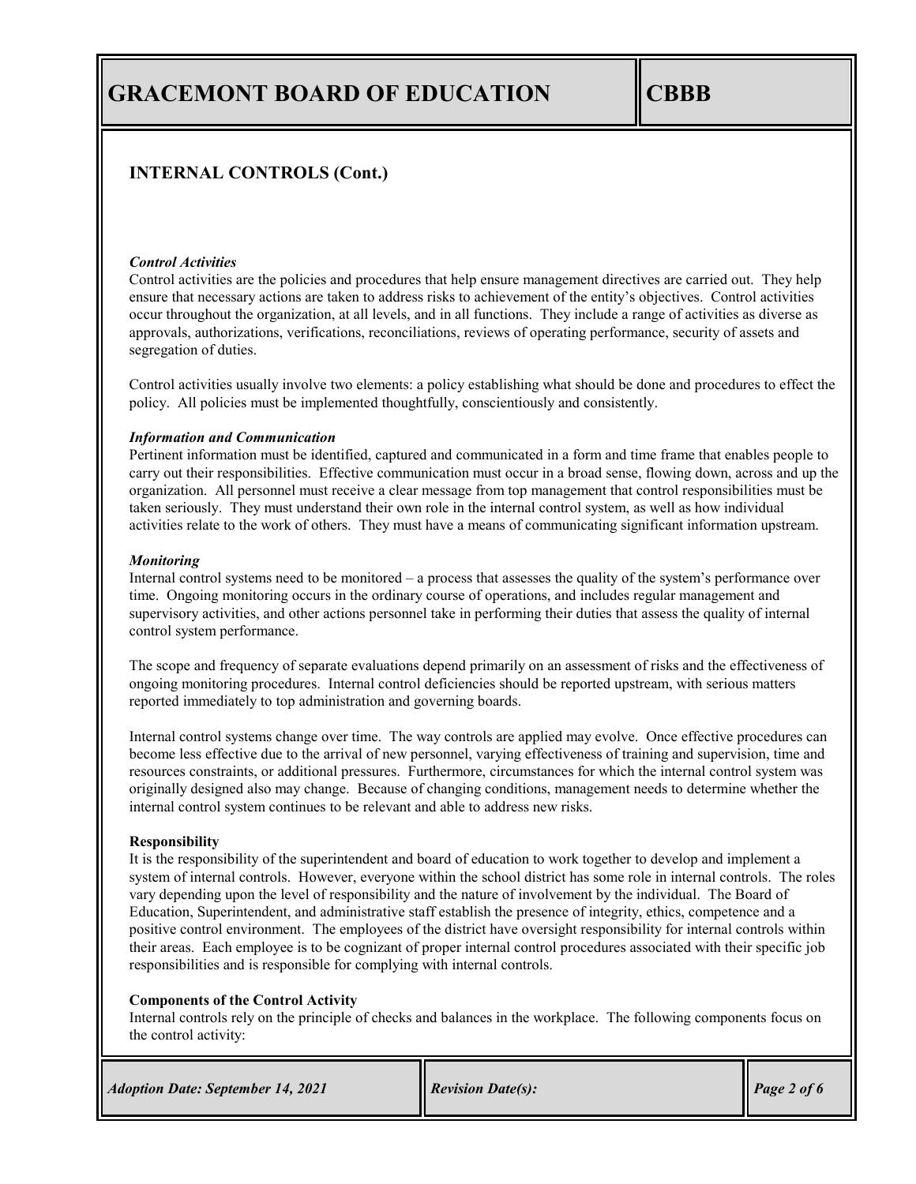## INTERNAL CONTROLS (Cont.)

***Control Activities***

Control activities are the policies and procedures that help ensure management directives are carried out. They help ensure that necessary actions are taken to address risks to achievement of the entity's objectives. Control activities occur throughout the organization, at all levels, and in all functions. They include a range of activities as diverse as approvals, authorizations, verifications, reconciliations, reviews of operating performance, security of assets and segregation of duties.

Control activities usually involve two elements: a policy establishing what should be done and procedures to effect the policy. All policies must be implemented thoughtfully, conscientiously and consistently.

***Information and Communication***

Pertinent information must be identified, captured and communicated in a form and time frame that enables people to carry out their responsibilities. Effective communication must occur in a broad sense, flowing down, across and up the organization. All personnel must receive a clear message from top management that control responsibilities must be taken seriously. They must understand their own role in the internal control system, as well as how individual activities relate to the work of others. They must have a means of communicating significant information upstream.

***Monitoring***

Internal control systems need to be monitored – a process that assesses the quality of the system's performance over time. Ongoing monitoring occurs in the ordinary course of operations, and includes regular management and supervisory activities, and other actions personnel take in performing their duties that assess the quality of internal control system performance.

The scope and frequency of separate evaluations depend primarily on an assessment of risks and the effectiveness of ongoing monitoring procedures. Internal control deficiencies should be reported upstream, with serious matters reported immediately to top administration and governing boards.

Internal control systems change over time. The way controls are applied may evolve. Once effective procedures can become less effective due to the arrival of new personnel, varying effectiveness of training and supervision, time and resources constraints, or additional pressures. Furthermore, circumstances for which the internal control system was originally designed also may change. Because of changing conditions, management needs to determine whether the internal control system continues to be relevant and able to address new risks.

**Responsibility**

It is the responsibility of the superintendent and board of education to work together to develop and implement a system of internal controls. However, everyone within the school district has some role in internal controls. The roles vary depending upon the level of responsibility and the nature of involvement by the individual. The Board of Education, Superintendent, and administrative staff establish the presence of integrity, ethics, competence and a positive control environment. The employees of the district have oversight responsibility for internal controls within their areas. Each employee is to be cognizant of proper internal control procedures associated with their specific job responsibilities and is responsible for complying with internal controls.

**Components of the Control Activity**

Internal controls rely on the principle of checks and balances in the workplace. The following components focus on the control activity: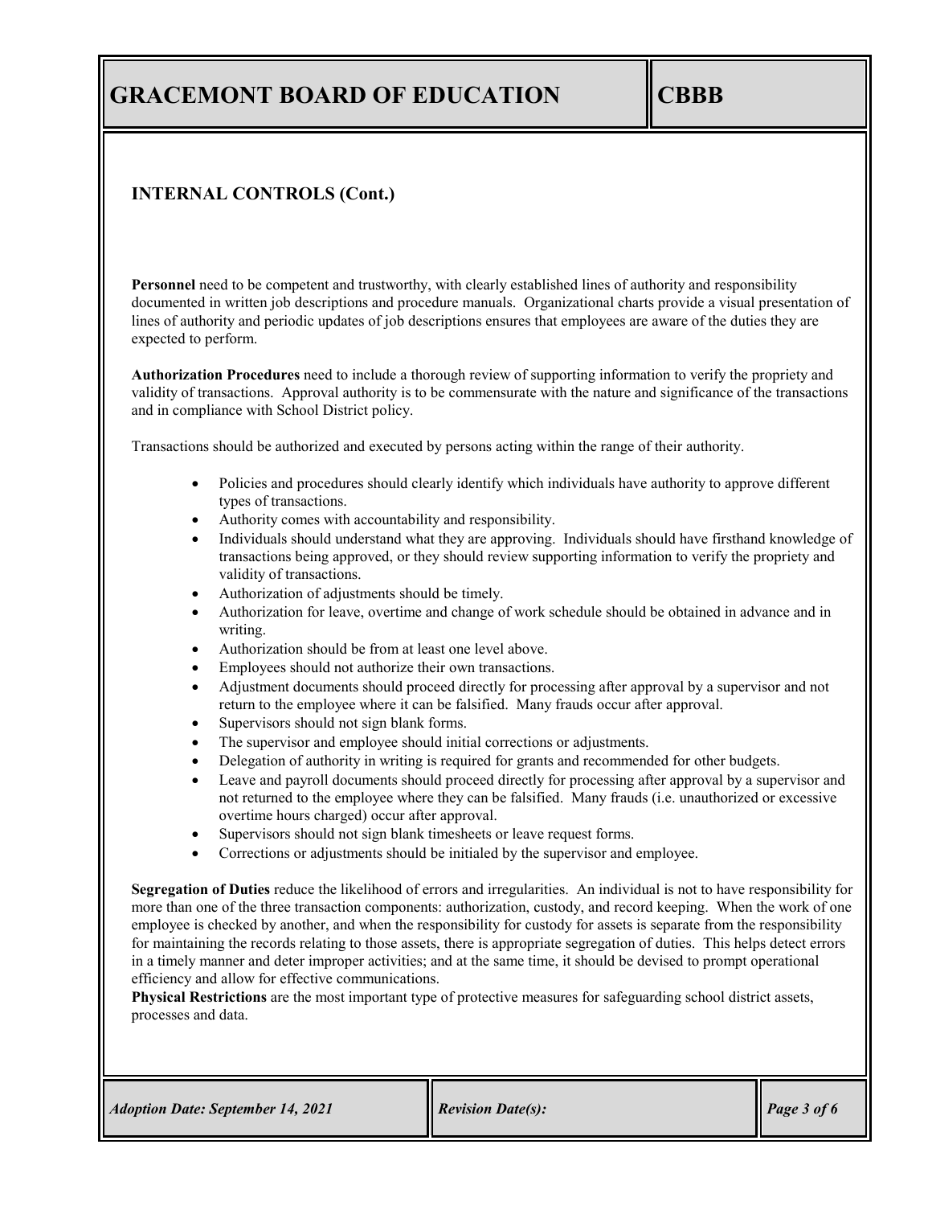## INTERNAL CONTROLS (Cont.)

**Personnel** need to be competent and trustworthy, with clearly established lines of authority and responsibility documented in written job descriptions and procedure manuals. Organizational charts provide a visual presentation of lines of authority and periodic updates of job descriptions ensures that employees are aware of the duties they are expected to perform.

**Authorization Procedures** need to include a thorough review of supporting information to verify the propriety and validity of transactions. Approval authority is to be commensurate with the nature and significance of the transactions and in compliance with School District policy.

Transactions should be authorized and executed by persons acting within the range of their authority.

- Policies and procedures should clearly identify which individuals have authority to approve different types of transactions.
- Authority comes with accountability and responsibility.
- Individuals should understand what they are approving. Individuals should have firsthand knowledge of transactions being approved, or they should review supporting information to verify the propriety and validity of transactions.
- Authorization of adjustments should be timely.
- Authorization for leave, overtime and change of work schedule should be obtained in advance and in writing.
- Authorization should be from at least one level above.
- Employees should not authorize their own transactions.
- Adjustment documents should proceed directly for processing after approval by a supervisor and not return to the employee where it can be falsified. Many frauds occur after approval.
- Supervisors should not sign blank forms.
- The supervisor and employee should initial corrections or adjustments.
- Delegation of authority in writing is required for grants and recommended for other budgets.
- Leave and payroll documents should proceed directly for processing after approval by a supervisor and not returned to the employee where they can be falsified. Many frauds (i.e. unauthorized or excessive overtime hours charged) occur after approval.
- Supervisors should not sign blank timesheets or leave request forms.
- Corrections or adjustments should be initialed by the supervisor and employee.

**Segregation of Duties** reduce the likelihood of errors and irregularities. An individual is not to have responsibility for more than one of the three transaction components: authorization, custody, and record keeping. When the work of one employee is checked by another, and when the responsibility for custody for assets is separate from the responsibility for maintaining the records relating to those assets, there is appropriate segregation of duties. This helps detect errors in a timely manner and deter improper activities; and at the same time, it should be devised to prompt operational efficiency and allow for effective communications.

**Physical Restrictions** are the most important type of protective measures for safeguarding school district assets, processes and data.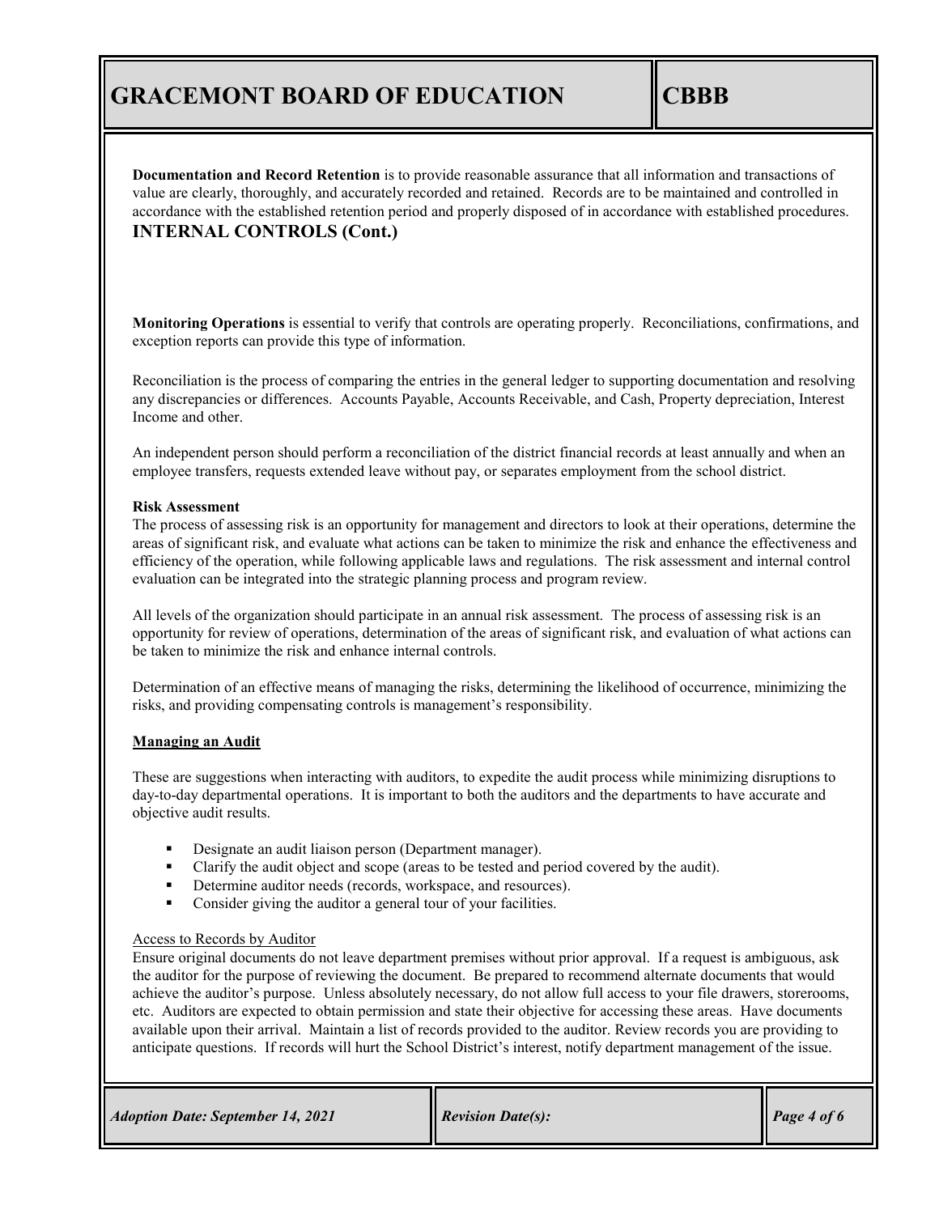**Documentation and Record Retention** is to provide reasonable assurance that all information and transactions of value are clearly, thoroughly, and accurately recorded and retained. Records are to be maintained and controlled in accordance with the established retention period and properly disposed of in accordance with established procedures.

## INTERNAL CONTROLS (Cont.)

**Monitoring Operations** is essential to verify that controls are operating properly. Reconciliations, confirmations, and exception reports can provide this type of information.

Reconciliation is the process of comparing the entries in the general ledger to supporting documentation and resolving any discrepancies or differences. Accounts Payable, Accounts Receivable, and Cash, Property depreciation, Interest Income and other.

An independent person should perform a reconciliation of the district financial records at least annually and when an employee transfers, requests extended leave without pay, or separates employment from the school district.

**Risk Assessment**

The process of assessing risk is an opportunity for management and directors to look at their operations, determine the areas of significant risk, and evaluate what actions can be taken to minimize the risk and enhance the effectiveness and efficiency of the operation, while following applicable laws and regulations. The risk assessment and internal control evaluation can be integrated into the strategic planning process and program review.

All levels of the organization should participate in an annual risk assessment. The process of assessing risk is an opportunity for review of operations, determination of the areas of significant risk, and evaluation of what actions can be taken to minimize the risk and enhance internal controls.

Determination of an effective means of managing the risks, determining the likelihood of occurrence, minimizing the risks, and providing compensating controls is management's responsibility.

**Managing an Audit**

These are suggestions when interacting with auditors, to expedite the audit process while minimizing disruptions to day-to-day departmental operations. It is important to both the auditors and the departments to have accurate and objective audit results.

- Designate an audit liaison person (Department manager).
- Clarify the audit object and scope (areas to be tested and period covered by the audit).
- Determine auditor needs (records, workspace, and resources).
- Consider giving the auditor a general tour of your facilities.

Access to Records by Auditor

Ensure original documents do not leave department premises without prior approval. If a request is ambiguous, ask the auditor for the purpose of reviewing the document. Be prepared to recommend alternate documents that would achieve the auditor's purpose. Unless absolutely necessary, do not allow full access to your file drawers, storerooms, etc. Auditors are expected to obtain permission and state their objective for accessing these areas. Have documents available upon their arrival. Maintain a list of records provided to the auditor. Review records you are providing to anticipate questions. If records will hurt the School District's interest, notify department management of the issue.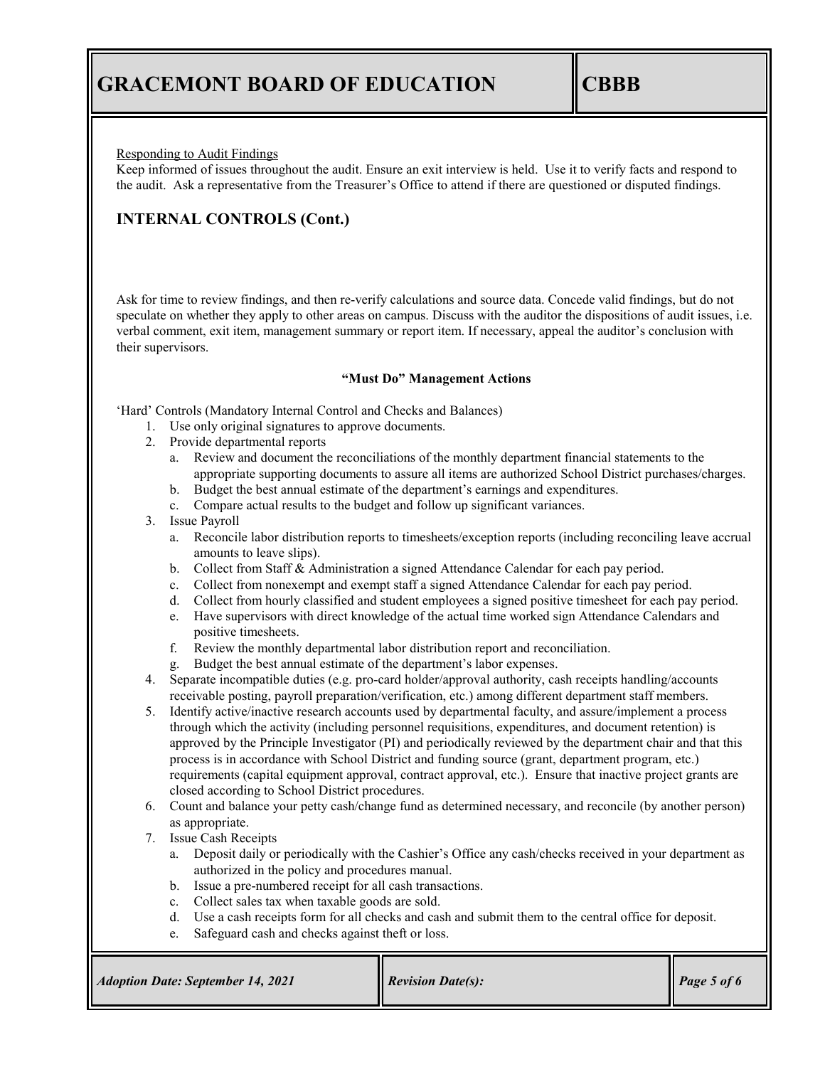Responding to Audit Findings

Keep informed of issues throughout the audit. Ensure an exit interview is held. Use it to verify facts and respond to the audit. Ask a representative from the Treasurer's Office to attend if there are questioned or disputed findings.

## INTERNAL CONTROLS (Cont.)

Ask for time to review findings, and then re-verify calculations and source data. Concede valid findings, but do not speculate on whether they apply to other areas on campus. Discuss with the auditor the dispositions of audit issues, i.e. verbal comment, exit item, management summary or report item. If necessary, appeal the auditor's conclusion with their supervisors.

**"Must Do" Management Actions**

'Hard' Controls (Mandatory Internal Control and Checks and Balances)

1. Use only original signatures to approve documents.
2. Provide departmental reports
   a. Review and document the reconciliations of the monthly department financial statements to the appropriate supporting documents to assure all items are authorized School District purchases/charges.
   b. Budget the best annual estimate of the department's earnings and expenditures.
   c. Compare actual results to the budget and follow up significant variances.
3. Issue Payroll
   a. Reconcile labor distribution reports to timesheets/exception reports (including reconciling leave accrual amounts to leave slips).
   b. Collect from Staff & Administration a signed Attendance Calendar for each pay period.
   c. Collect from nonexempt and exempt staff a signed Attendance Calendar for each pay period.
   d. Collect from hourly classified and student employees a signed positive timesheet for each pay period.
   e. Have supervisors with direct knowledge of the actual time worked sign Attendance Calendars and positive timesheets.
   f. Review the monthly departmental labor distribution report and reconciliation.
   g. Budget the best annual estimate of the department's labor expenses.
4. Separate incompatible duties (e.g. pro-card holder/approval authority, cash receipts handling/accounts receivable posting, payroll preparation/verification, etc.) among different department staff members.
5. Identify active/inactive research accounts used by departmental faculty, and assure/implement a process through which the activity (including personnel requisitions, expenditures, and document retention) is approved by the Principle Investigator (PI) and periodically reviewed by the department chair and that this process is in accordance with School District and funding source (grant, department program, etc.) requirements (capital equipment approval, contract approval, etc.). Ensure that inactive project grants are closed according to School District procedures.
6. Count and balance your petty cash/change fund as determined necessary, and reconcile (by another person) as appropriate.
7. Issue Cash Receipts
   a. Deposit daily or periodically with the Cashier's Office any cash/checks received in your department as authorized in the policy and procedures manual.
   b. Issue a pre-numbered receipt for all cash transactions.
   c. Collect sales tax when taxable goods are sold.
   d. Use a cash receipts form for all checks and cash and submit them to the central office for deposit.
   e. Safeguard cash and checks against theft or loss.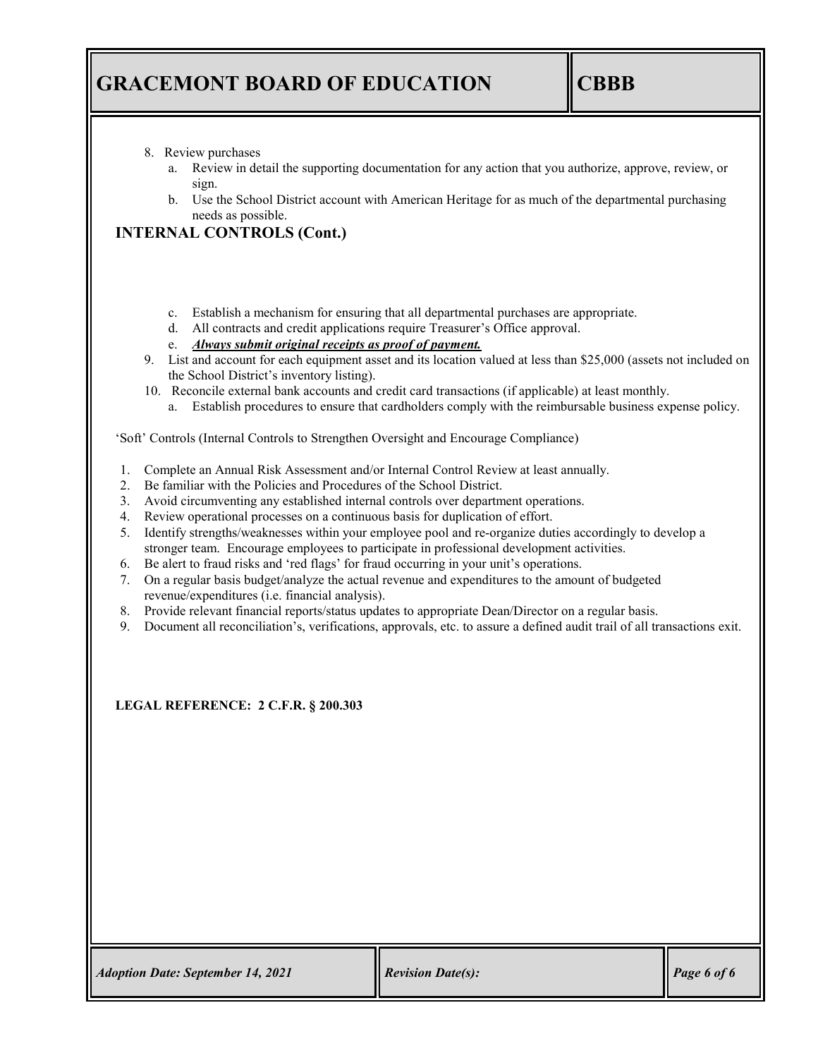8. Review purchases
    a. Review in detail the supporting documentation for any action that you authorize, approve, review, or sign.
    b. Use the School District account with American Heritage for as much of the departmental purchasing needs as possible.

## INTERNAL CONTROLS (Cont.)

    c. Establish a mechanism for ensuring that all departmental purchases are appropriate.
    d. All contracts and credit applications require Treasurer's Office approval.
    e. ***Always submit original receipts as proof of payment.***
9. List and account for each equipment asset and its location valued at less than $25,000 (assets not included on the School District's inventory listing).
10. Reconcile external bank accounts and credit card transactions (if applicable) at least monthly.
    a. Establish procedures to ensure that cardholders comply with the reimbursable business expense policy.

'Soft' Controls (Internal Controls to Strengthen Oversight and Encourage Compliance)

1. Complete an Annual Risk Assessment and/or Internal Control Review at least annually.
2. Be familiar with the Policies and Procedures of the School District.
3. Avoid circumventing any established internal controls over department operations.
4. Review operational processes on a continuous basis for duplication of effort.
5. Identify strengths/weaknesses within your employee pool and re-organize duties accordingly to develop a stronger team. Encourage employees to participate in professional development activities.
6. Be alert to fraud risks and 'red flags' for fraud occurring in your unit's operations.
7. On a regular basis budget/analyze the actual revenue and expenditures to the amount of budgeted revenue/expenditures (i.e. financial analysis).
8. Provide relevant financial reports/status updates to appropriate Dean/Director on a regular basis.
9. Document all reconciliation's, verifications, approvals, etc. to assure a defined audit trail of all transactions exit.

**LEGAL REFERENCE: 2 C.F.R. § 200.303**

*Adoption Date: September 14, 2021* | *Revision Date(s):*